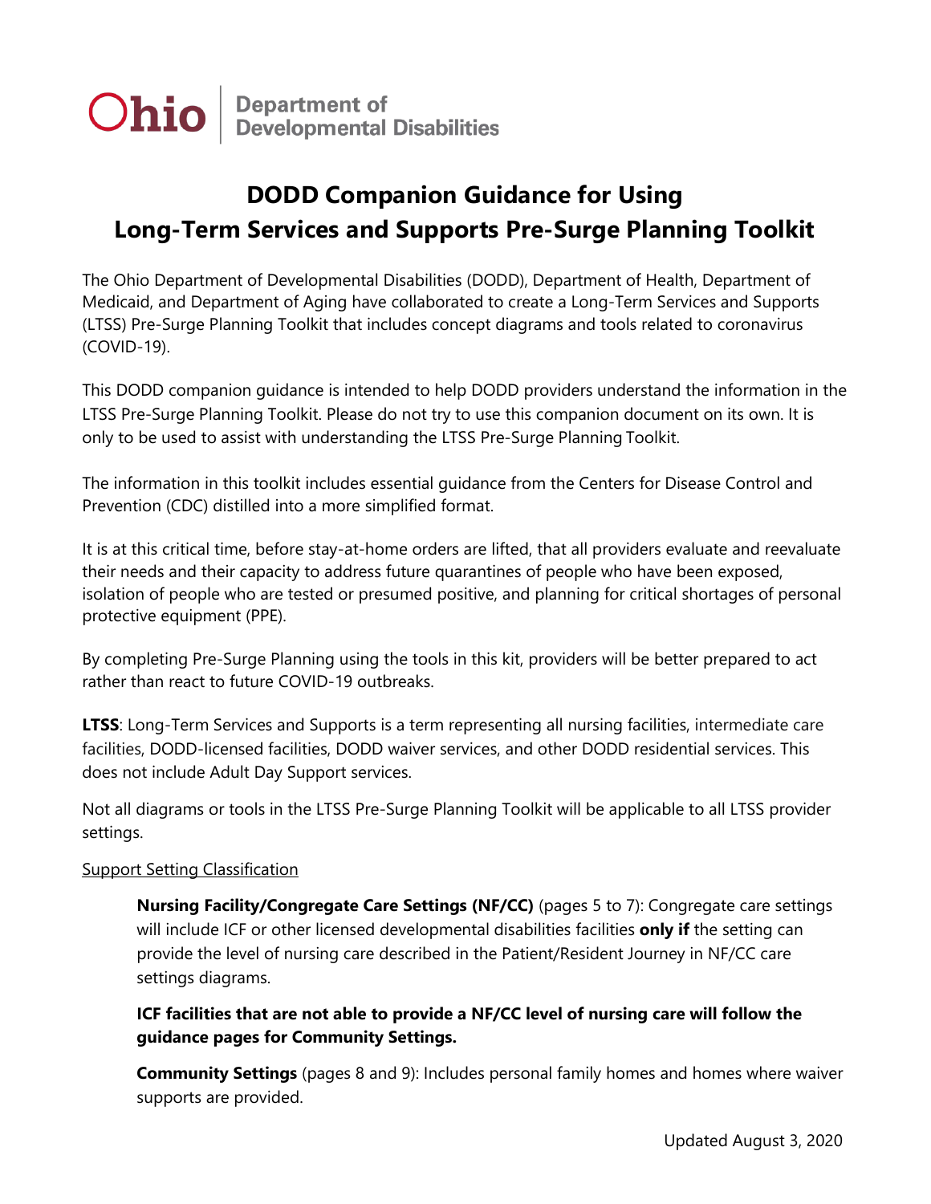Ohio | Department of Developmental Disabilities

# DODD Companion Guidance for Using Long-Term Services and Supports Pre-Surge Planning Toolkit

The Ohio Department of Developmental Disabilities (DODD), Department of Health, Department of Medicaid, and Department of Aging have collaborated to create a Long-Term Services and Supports (LTSS) Pre-Surge Planning Toolkit that includes concept diagrams and tools related to coronavirus (COVID-19).

This DODD companion guidance is intended to help DODD providers understand the information in the LTSS Pre-Surge Planning Toolkit. Please do not try to use this companion document on its own. It is only to be used to assist with understanding the LTSS Pre-Surge Planning Toolkit.

The information in this toolkit includes essential guidance from the Centers for Disease Control and Prevention (CDC) distilled into a more simplified format.

It is at this critical time, before stay-at-home orders are lifted, that all providers evaluate and reevaluate their needs and their capacity to address future quarantines of people who have been exposed, isolation of people who are tested or presumed positive, and planning for critical shortages of personal protective equipment (PPE).

By completing Pre-Surge Planning using the tools in this kit, providers will be better prepared to act rather than react to future COVID-19 outbreaks.

**LTSS**: Long-Term Services and Supports is a term representing all nursing facilities, intermediate care facilities, DODD-licensed facilities, DODD waiver services, and other DODD residential services. This does not include Adult Day Support services.

Not all diagrams or tools in the LTSS Pre-Surge Planning Toolkit will be applicable to all LTSS provider settings.

<u>Support Setting Classification</u>

> **Nursing Facility/Congregate Care Settings (NF/CC)** (pages 5 to 7): Congregate care settings will include ICF or other licensed developmental disabilities facilities **only if** the setting can provide the level of nursing care described in the Patient/Resident Journey in NF/CC care settings diagrams.
>
> **ICF facilities that are not able to provide a NF/CC level of nursing care will follow the guidance pages for Community Settings.**
>
> **Community Settings** (pages 8 and 9): Includes personal family homes and homes where waiver supports are provided.

Updated August 3, 2020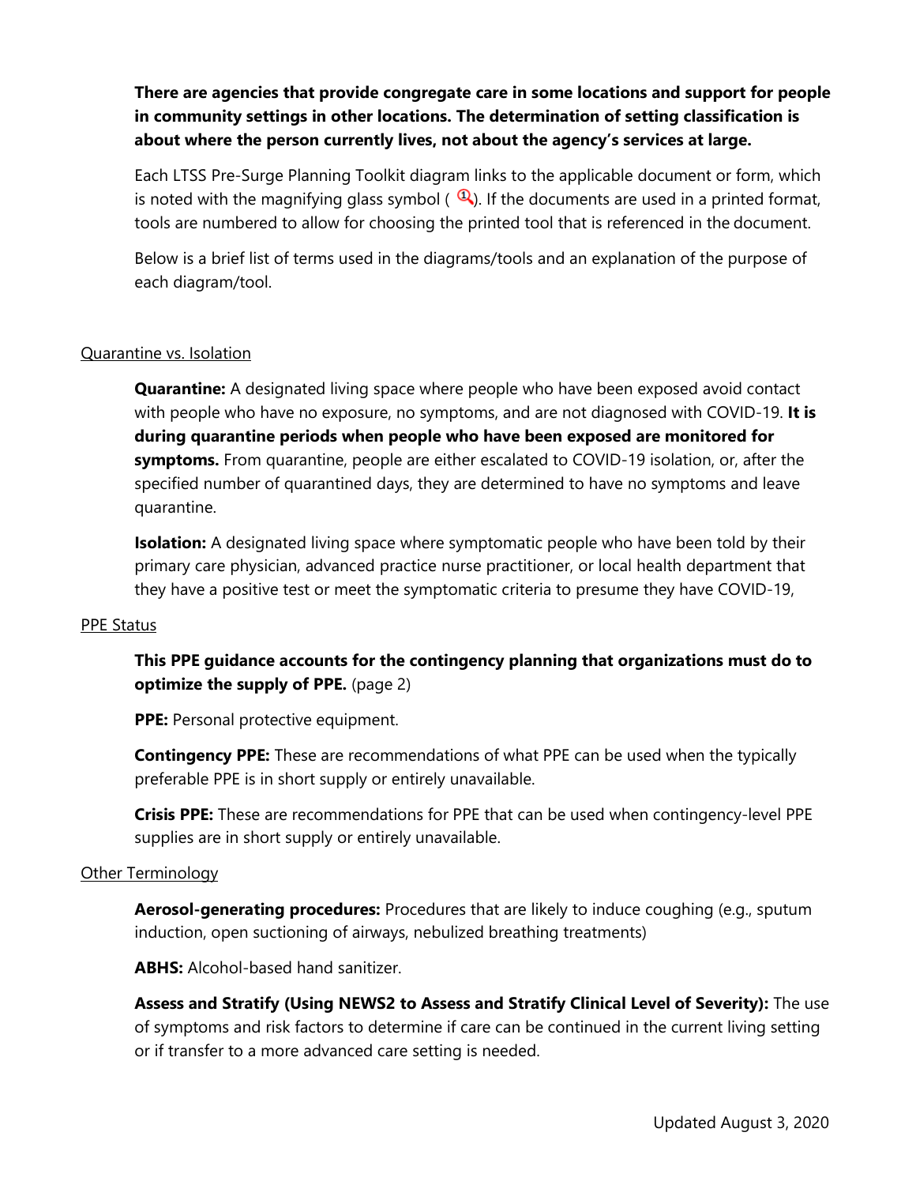**There are agencies that provide congregate care in some locations and support for people in community settings in other locations. The determination of setting classification is about where the person currently lives, not about the agency's services at large.**

Each LTSS Pre-Surge Planning Toolkit diagram links to the applicable document or form, which is noted with the magnifying glass symbol ( 🔍). If the documents are used in a printed format, tools are numbered to allow for choosing the printed tool that is referenced in the document.

Below is a brief list of terms used in the diagrams/tools and an explanation of the purpose of each diagram/tool.

Quarantine vs. Isolation

**Quarantine:** A designated living space where people who have been exposed avoid contact with people who have no exposure, no symptoms, and are not diagnosed with COVID-19. **It is during quarantine periods when people who have been exposed are monitored for symptoms.** From quarantine, people are either escalated to COVID-19 isolation, or, after the specified number of quarantined days, they are determined to have no symptoms and leave quarantine.

**Isolation:** A designated living space where symptomatic people who have been told by their primary care physician, advanced practice nurse practitioner, or local health department that they have a positive test or meet the symptomatic criteria to presume they have COVID-19,

PPE Status

**This PPE guidance accounts for the contingency planning that organizations must do to optimize the supply of PPE.** (page 2)

**PPE:** Personal protective equipment.

**Contingency PPE:** These are recommendations of what PPE can be used when the typically preferable PPE is in short supply or entirely unavailable.

**Crisis PPE:** These are recommendations for PPE that can be used when contingency-level PPE supplies are in short supply or entirely unavailable.

Other Terminology

**Aerosol-generating procedures:** Procedures that are likely to induce coughing (e.g., sputum induction, open suctioning of airways, nebulized breathing treatments)

**ABHS:** Alcohol-based hand sanitizer.

**Assess and Stratify (Using NEWS2 to Assess and Stratify Clinical Level of Severity):** The use of symptoms and risk factors to determine if care can be continued in the current living setting or if transfer to a more advanced care setting is needed.

Updated August 3, 2020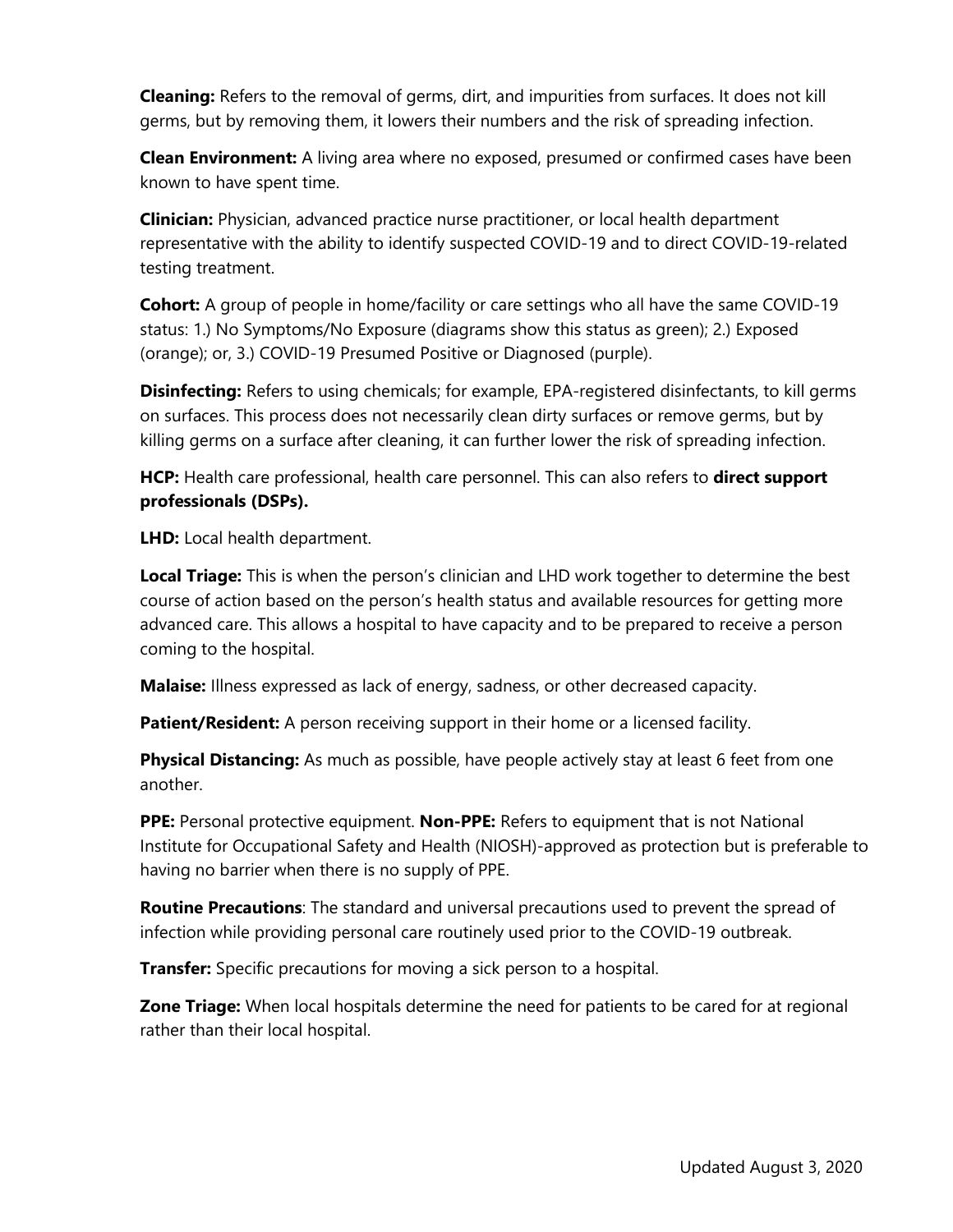**Cleaning:** Refers to the removal of germs, dirt, and impurities from surfaces. It does not kill germs, but by removing them, it lowers their numbers and the risk of spreading infection.

**Clean Environment:** A living area where no exposed, presumed or confirmed cases have been known to have spent time.

**Clinician:** Physician, advanced practice nurse practitioner, or local health department representative with the ability to identify suspected COVID-19 and to direct COVID-19-related testing treatment.

**Cohort:** A group of people in home/facility or care settings who all have the same COVID-19 status: 1.) No Symptoms/No Exposure (diagrams show this status as green); 2.) Exposed (orange); or, 3.) COVID-19 Presumed Positive or Diagnosed (purple).

**Disinfecting:** Refers to using chemicals; for example, EPA-registered disinfectants, to kill germs on surfaces. This process does not necessarily clean dirty surfaces or remove germs, but by killing germs on a surface after cleaning, it can further lower the risk of spreading infection.

**HCP:** Health care professional, health care personnel. This can also refers to **direct support professionals (DSPs).**

**LHD:** Local health department.

**Local Triage:** This is when the person's clinician and LHD work together to determine the best course of action based on the person's health status and available resources for getting more advanced care. This allows a hospital to have capacity and to be prepared to receive a person coming to the hospital.

**Malaise:** Illness expressed as lack of energy, sadness, or other decreased capacity.

**Patient/Resident:** A person receiving support in their home or a licensed facility.

**Physical Distancing:** As much as possible, have people actively stay at least 6 feet from one another.

**PPE:** Personal protective equipment. **Non-PPE:** Refers to equipment that is not National Institute for Occupational Safety and Health (NIOSH)-approved as protection but is preferable to having no barrier when there is no supply of PPE.

**Routine Precautions**: The standard and universal precautions used to prevent the spread of infection while providing personal care routinely used prior to the COVID-19 outbreak.

**Transfer:** Specific precautions for moving a sick person to a hospital.

**Zone Triage:** When local hospitals determine the need for patients to be cared for at regional rather than their local hospital.

Updated August 3, 2020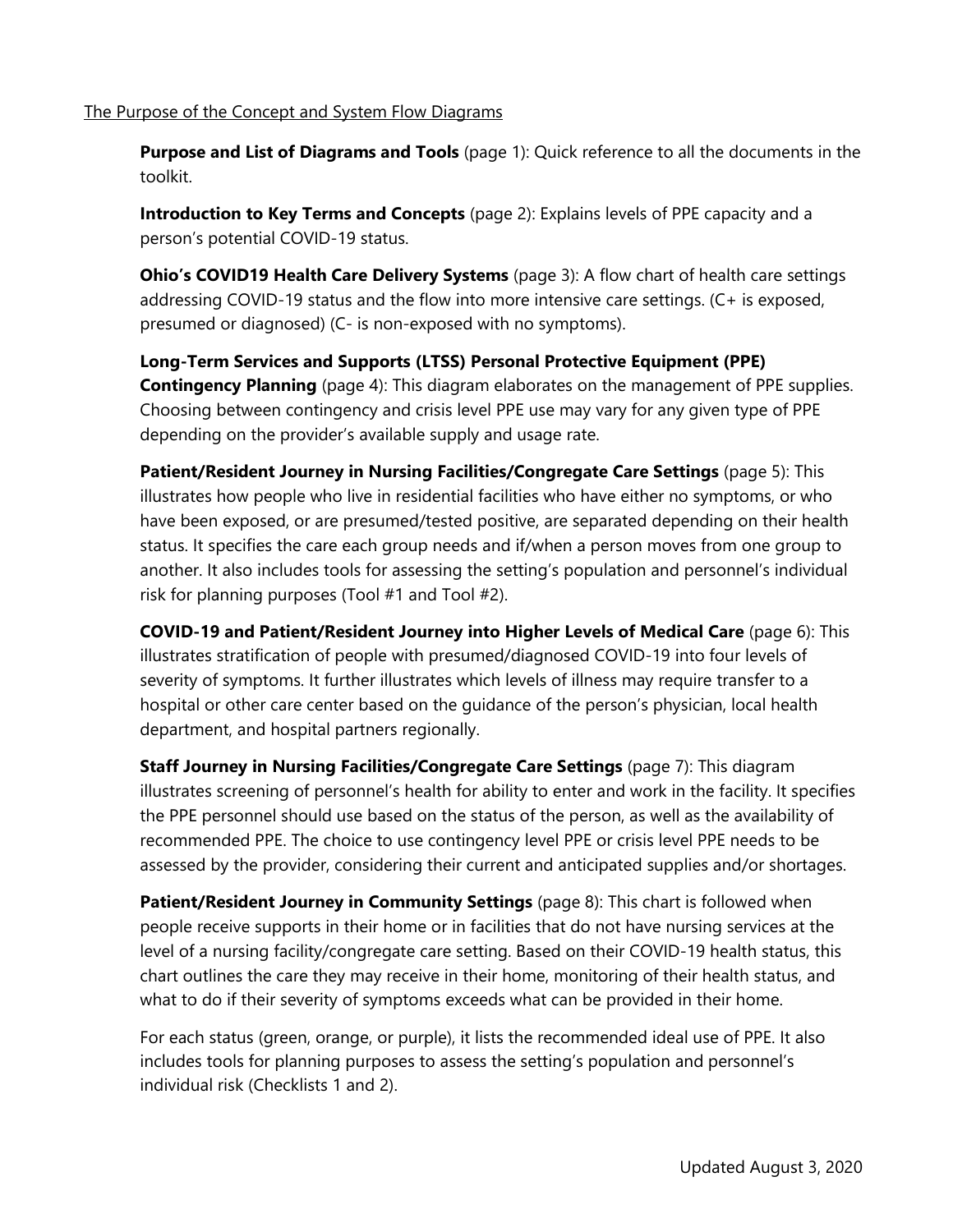The Purpose of the Concept and System Flow Diagrams

**Purpose and List of Diagrams and Tools** (page 1): Quick reference to all the documents in the toolkit.

**Introduction to Key Terms and Concepts** (page 2): Explains levels of PPE capacity and a person's potential COVID-19 status.

**Ohio's COVID19 Health Care Delivery Systems** (page 3): A flow chart of health care settings addressing COVID-19 status and the flow into more intensive care settings. (C+ is exposed, presumed or diagnosed) (C- is non-exposed with no symptoms).

**Long-Term Services and Supports (LTSS) Personal Protective Equipment (PPE) Contingency Planning** (page 4): This diagram elaborates on the management of PPE supplies. Choosing between contingency and crisis level PPE use may vary for any given type of PPE depending on the provider's available supply and usage rate.

**Patient/Resident Journey in Nursing Facilities/Congregate Care Settings** (page 5): This illustrates how people who live in residential facilities who have either no symptoms, or who have been exposed, or are presumed/tested positive, are separated depending on their health status. It specifies the care each group needs and if/when a person moves from one group to another. It also includes tools for assessing the setting's population and personnel's individual risk for planning purposes (Tool #1 and Tool #2).

**COVID-19 and Patient/Resident Journey into Higher Levels of Medical Care** (page 6): This illustrates stratification of people with presumed/diagnosed COVID-19 into four levels of severity of symptoms. It further illustrates which levels of illness may require transfer to a hospital or other care center based on the guidance of the person's physician, local health department, and hospital partners regionally.

**Staff Journey in Nursing Facilities/Congregate Care Settings** (page 7): This diagram illustrates screening of personnel's health for ability to enter and work in the facility. It specifies the PPE personnel should use based on the status of the person, as well as the availability of recommended PPE. The choice to use contingency level PPE or crisis level PPE needs to be assessed by the provider, considering their current and anticipated supplies and/or shortages.

**Patient/Resident Journey in Community Settings** (page 8): This chart is followed when people receive supports in their home or in facilities that do not have nursing services at the level of a nursing facility/congregate care setting. Based on their COVID-19 health status, this chart outlines the care they may receive in their home, monitoring of their health status, and what to do if their severity of symptoms exceeds what can be provided in their home.

For each status (green, orange, or purple), it lists the recommended ideal use of PPE. It also includes tools for planning purposes to assess the setting's population and personnel's individual risk (Checklists 1 and 2).

Updated August 3, 2020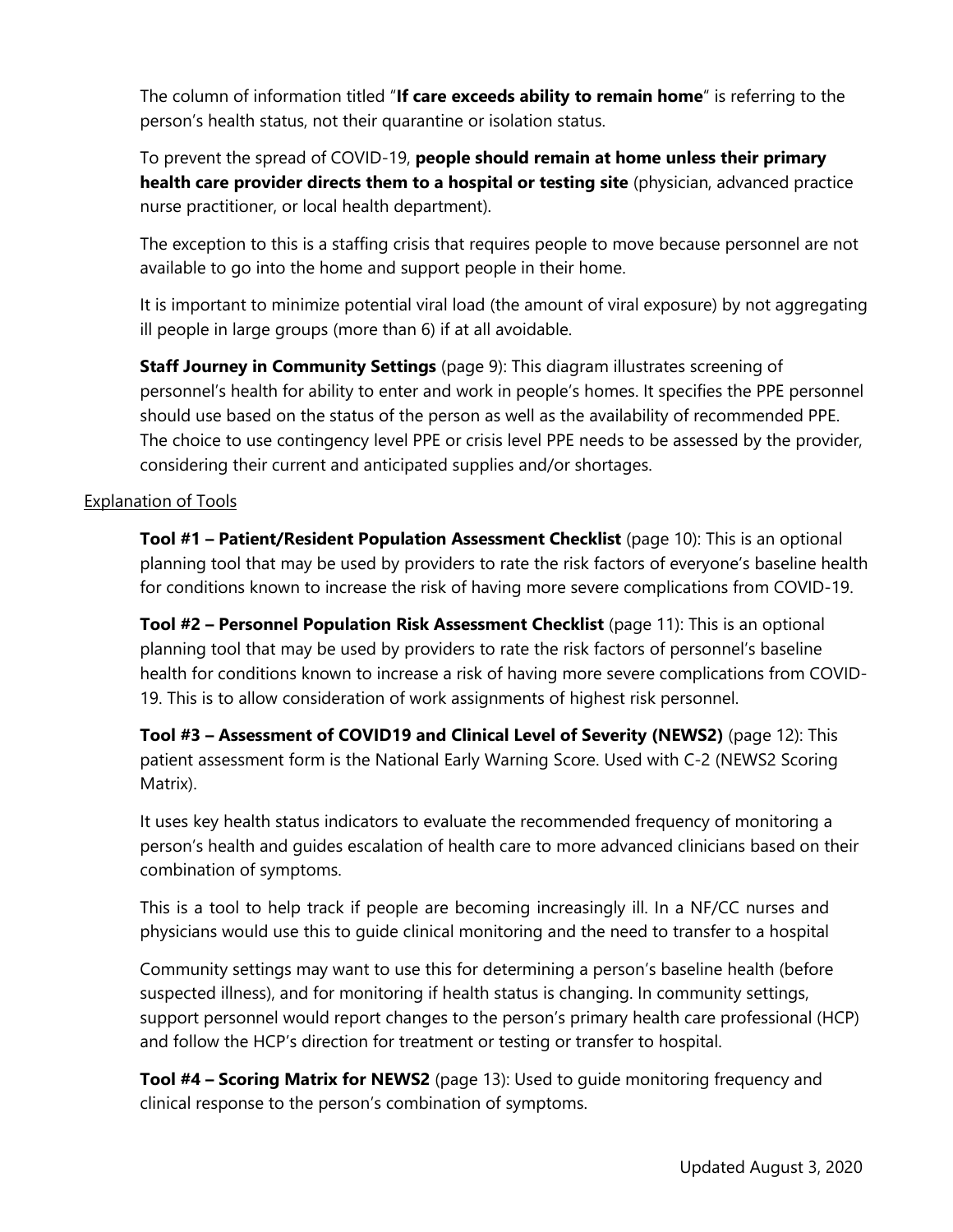The column of information titled "**If care exceeds ability to remain home**" is referring to the person's health status, not their quarantine or isolation status.

To prevent the spread of COVID-19, **people should remain at home unless their primary health care provider directs them to a hospital or testing site** (physician, advanced practice nurse practitioner, or local health department).

The exception to this is a staffing crisis that requires people to move because personnel are not available to go into the home and support people in their home.

It is important to minimize potential viral load (the amount of viral exposure) by not aggregating ill people in large groups (more than 6) if at all avoidable.

**Staff Journey in Community Settings** (page 9): This diagram illustrates screening of personnel's health for ability to enter and work in people's homes. It specifies the PPE personnel should use based on the status of the person as well as the availability of recommended PPE. The choice to use contingency level PPE or crisis level PPE needs to be assessed by the provider, considering their current and anticipated supplies and/or shortages.

<u>Explanation of Tools</u>

**Tool #1 – Patient/Resident Population Assessment Checklist** (page 10): This is an optional planning tool that may be used by providers to rate the risk factors of everyone's baseline health for conditions known to increase the risk of having more severe complications from COVID-19.

**Tool #2 – Personnel Population Risk Assessment Checklist** (page 11): This is an optional planning tool that may be used by providers to rate the risk factors of personnel's baseline health for conditions known to increase a risk of having more severe complications from COVID-19. This is to allow consideration of work assignments of highest risk personnel.

**Tool #3 – Assessment of COVID19 and Clinical Level of Severity (NEWS2)** (page 12): This patient assessment form is the National Early Warning Score. Used with C-2 (NEWS2 Scoring Matrix).

It uses key health status indicators to evaluate the recommended frequency of monitoring a person's health and guides escalation of health care to more advanced clinicians based on their combination of symptoms.

This is a tool to help track if people are becoming increasingly ill. In a NF/CC nurses and physicians would use this to guide clinical monitoring and the need to transfer to a hospital

Community settings may want to use this for determining a person's baseline health (before suspected illness), and for monitoring if health status is changing. In community settings, support personnel would report changes to the person's primary health care professional (HCP) and follow the HCP's direction for treatment or testing or transfer to hospital.

**Tool #4 – Scoring Matrix for NEWS2** (page 13): Used to guide monitoring frequency and clinical response to the person's combination of symptoms.

Updated August 3, 2020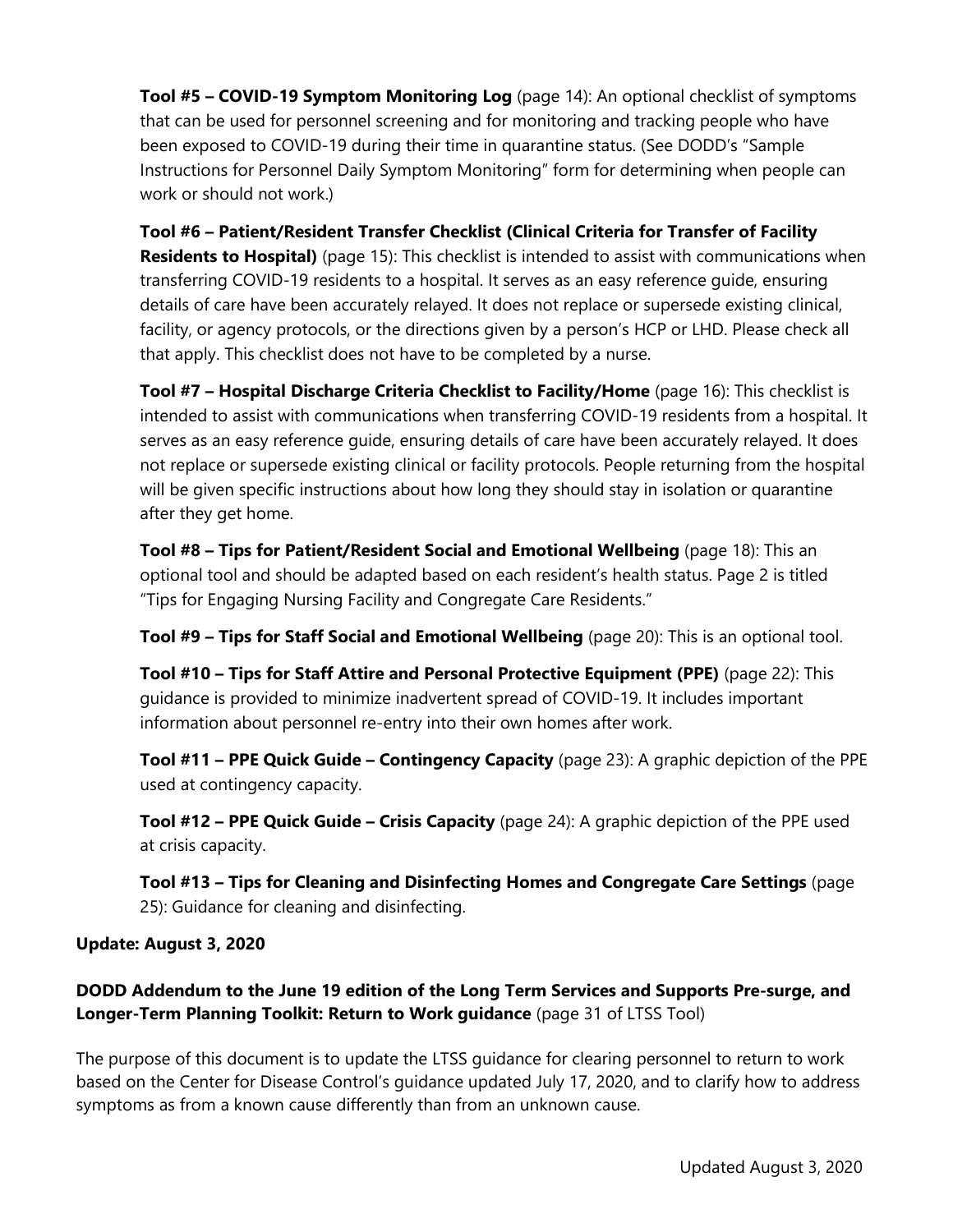**Tool #5 – COVID-19 Symptom Monitoring Log** (page 14): An optional checklist of symptoms that can be used for personnel screening and for monitoring and tracking people who have been exposed to COVID-19 during their time in quarantine status. (See DODD's "Sample Instructions for Personnel Daily Symptom Monitoring" form for determining when people can work or should not work.)

**Tool #6 – Patient/Resident Transfer Checklist (Clinical Criteria for Transfer of Facility Residents to Hospital)** (page 15): This checklist is intended to assist with communications when transferring COVID-19 residents to a hospital. It serves as an easy reference guide, ensuring details of care have been accurately relayed. It does not replace or supersede existing clinical, facility, or agency protocols, or the directions given by a person's HCP or LHD. Please check all that apply. This checklist does not have to be completed by a nurse.

**Tool #7 – Hospital Discharge Criteria Checklist to Facility/Home** (page 16): This checklist is intended to assist with communications when transferring COVID-19 residents from a hospital. It serves as an easy reference guide, ensuring details of care have been accurately relayed. It does not replace or supersede existing clinical or facility protocols. People returning from the hospital will be given specific instructions about how long they should stay in isolation or quarantine after they get home.

**Tool #8 – Tips for Patient/Resident Social and Emotional Wellbeing** (page 18): This an optional tool and should be adapted based on each resident's health status. Page 2 is titled "Tips for Engaging Nursing Facility and Congregate Care Residents."

**Tool #9 – Tips for Staff Social and Emotional Wellbeing** (page 20): This is an optional tool.

**Tool #10 – Tips for Staff Attire and Personal Protective Equipment (PPE)** (page 22): This guidance is provided to minimize inadvertent spread of COVID-19. It includes important information about personnel re-entry into their own homes after work.

**Tool #11 – PPE Quick Guide – Contingency Capacity** (page 23): A graphic depiction of the PPE used at contingency capacity.

**Tool #12 – PPE Quick Guide – Crisis Capacity** (page 24): A graphic depiction of the PPE used at crisis capacity.

**Tool #13 – Tips for Cleaning and Disinfecting Homes and Congregate Care Settings** (page 25): Guidance for cleaning and disinfecting.

**Update: August 3, 2020**

**DODD Addendum to the June 19 edition of the Long Term Services and Supports Pre-surge, and Longer-Term Planning Toolkit: Return to Work guidance** (page 31 of LTSS Tool)

The purpose of this document is to update the LTSS guidance for clearing personnel to return to work based on the Center for Disease Control's guidance updated July 17, 2020, and to clarify how to address symptoms as from a known cause differently than from an unknown cause.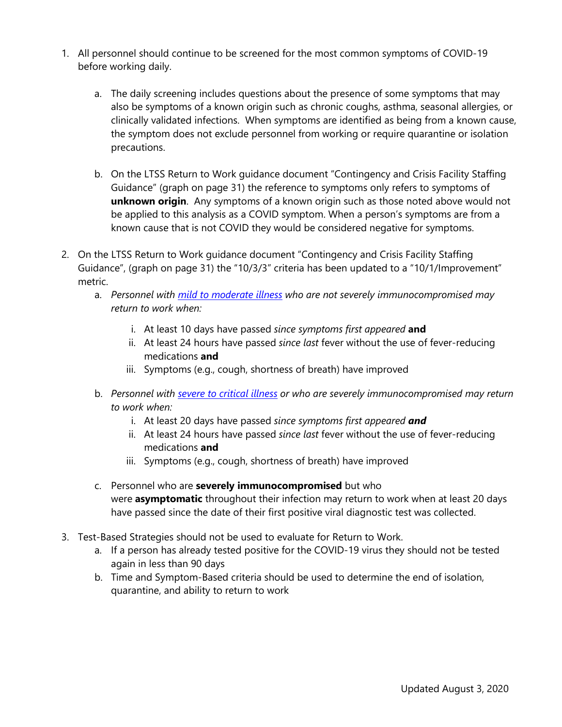1. All personnel should continue to be screened for the most common symptoms of COVID-19 before working daily.

    a. The daily screening includes questions about the presence of some symptoms that may also be symptoms of a known origin such as chronic coughs, asthma, seasonal allergies, or clinically validated infections. When symptoms are identified as being from a known cause, the symptom does not exclude personnel from working or require quarantine or isolation precautions.

    b. On the LTSS Return to Work guidance document "Contingency and Crisis Facility Staffing Guidance" (graph on page 31) the reference to symptoms only refers to symptoms of **unknown origin**. Any symptoms of a known origin such as those noted above would not be applied to this analysis as a COVID symptom. When a person's symptoms are from a known cause that is not COVID they would be considered negative for symptoms.

2. On the LTSS Return to Work guidance document "Contingency and Crisis Facility Staffing Guidance", (graph on page 31) the "10/3/3" criteria has been updated to a "10/1/Improvement" metric.
    a. *Personnel with [mild to moderate illness] who are not severely immunocompromised may return to work when:*
        i. At least 10 days have passed *since symptoms first appeared* **and**
        ii. At least 24 hours have passed *since last* fever without the use of fever-reducing medications **and**
        iii. Symptoms (e.g., cough, shortness of breath) have improved
    b. *Personnel with [severe to critical illness] or who are severely immunocompromised may return to work when:*
        i. At least 20 days have passed *since symptoms first appeared* ***and***
        ii. At least 24 hours have passed *since last* fever without the use of fever-reducing medications **and**
        iii. Symptoms (e.g., cough, shortness of breath) have improved
    c. Personnel who are **severely immunocompromised** but who were **asymptomatic** throughout their infection may return to work when at least 20 days have passed since the date of their first positive viral diagnostic test was collected.

3. Test-Based Strategies should not be used to evaluate for Return to Work.
    a. If a person has already tested positive for the COVID-19 virus they should not be tested again in less than 90 days
    b. Time and Symptom-Based criteria should be used to determine the end of isolation, quarantine, and ability to return to work

Updated August 3, 2020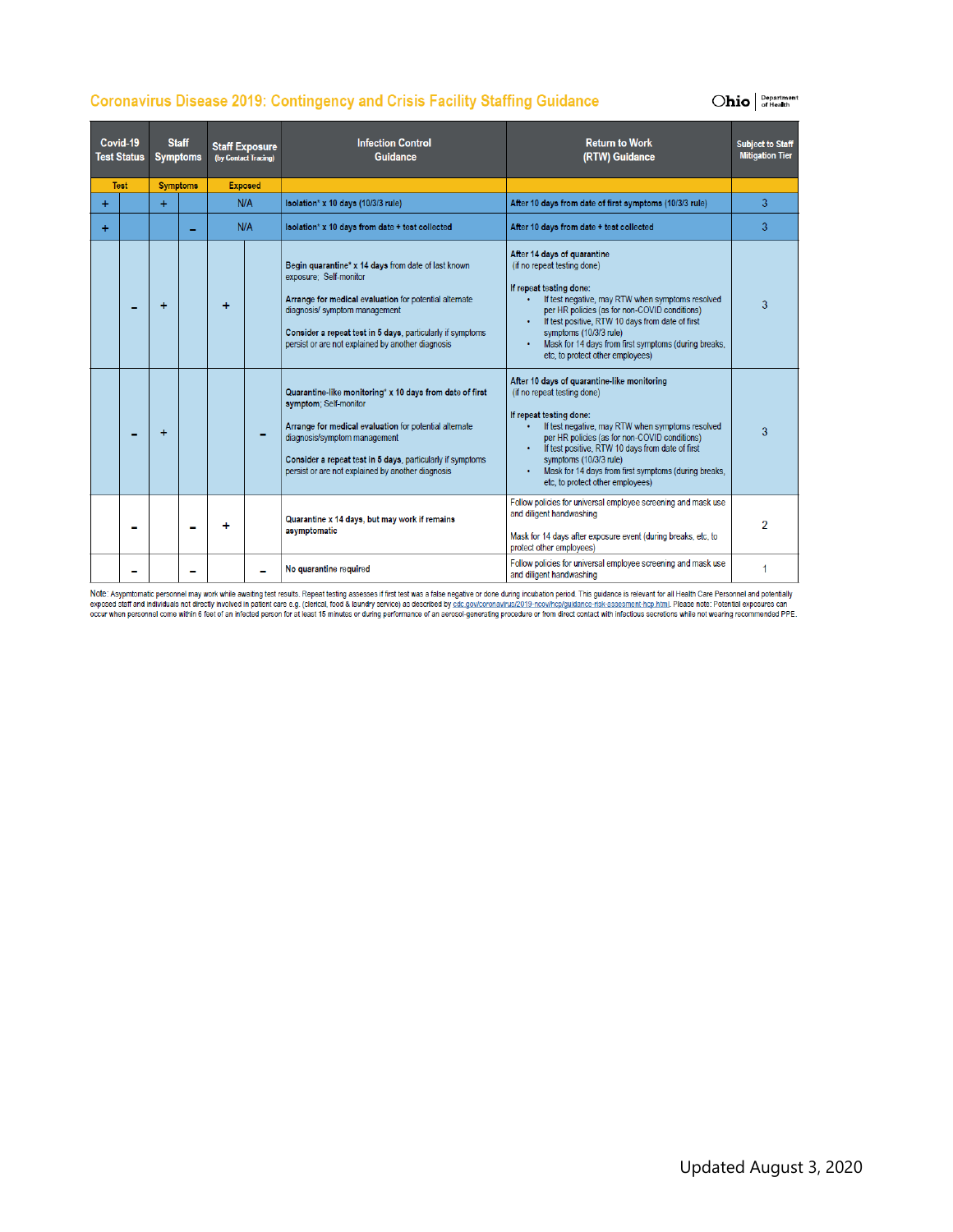## Coronavirus Disease 2019: Contingency and Crisis Facility Staffing Guidance

Ohio Department of Health

| Covid-19 Test Status | | Staff Symptoms | | Staff Exposure (by Contact Tracing) | | Infection Control Guidance | Return to Work (RTW) Guidance | Subject to Staff Mitigation Tier |
|---|---|---|---|---|---|---|---|---|
| Test | | Symptoms | | Exposed | | | | |
| + | | + | | N/A | | Isolation* x 10 days (10/3/3 rule) | After 10 days from date of first symptoms (10/3/3 rule) | 3 |
| + | | | – | N/A | | Isolation* x 10 days from date + test collected | After 10 days from date + test collected | 3 |
| | – | + | | + | | **Begin quarantine* x 14 days** from date of last known exposure; Self-monitor<br><br>**Arrange for medical evaluation** for potential alternate diagnosis/ symptom management<br><br>**Consider a repeat test in 5 days**, particularly if symptoms persist or are not explained by another diagnosis | **After 14 days of quarantine** (if no repeat testing done)<br><br>**If repeat testing done:**<br>• If test negative, may RTW when symptoms resolved per HR policies (as for non-COVID conditions)<br>• If test positive, RTW 10 days from date of first symptoms (10/3/3 rule)<br>• Mask for 14 days from first symptoms (during breaks, etc, to protect other employees) | 3 |
| | – | + | | | – | **Quarantine-like monitoring* x 10 days from date of first symptom**; Self-monitor<br><br>**Arrange for medical evaluation** for potential alternate diagnosis/symptom management<br><br>**Consider a repeat test in 5 days**, particularly if symptoms persist or are not explained by another diagnosis | **After 10 days of quarantine-like monitoring** (if no repeat testing done)<br><br>**If repeat testing done:**<br>• If test negative, may RTW when symptoms resolved per HR policies (as for non-COVID conditions)<br>• If test positive, RTW 10 days from date of first symptoms (10/3/3 rule)<br>• Mask for 14 days from first symptoms (during breaks, etc, to protect other employees) | 3 |
| | – | | – | + | | **Quarantine x 14 days, but may work if remains asymptomatic** | Follow policies for universal employee screening and mask use and diligent handwashing<br><br>Mask for 14 days after exposure event (during breaks, etc, to protect other employees) | 2 |
| | – | | – | | – | No quarantine required | Follow policies for universal employee screening and mask use and diligent handwashing | 1 |

Note: Asymptomatic personnel may work while awaiting test results. Repeat testing assesses if first test was a false negative or done during incubation period. This guidance is relevant for all Health Care Personnel and potentially exposed staff and individuals not directly involved in patient care e.g. (clerical, food & laundry service) as described by cdc.gov/coronavirus/2019-ncov/hcp/guidance-risk-assessment-hcp.html. Please note: Potential exposures can occur when personnel come within 6 feet of an infected person for at least 15 minutes or during performance of an aerosol-generating procedure or from direct contact with infectious secretions while not wearing recommended PPE.

Updated August 3, 2020